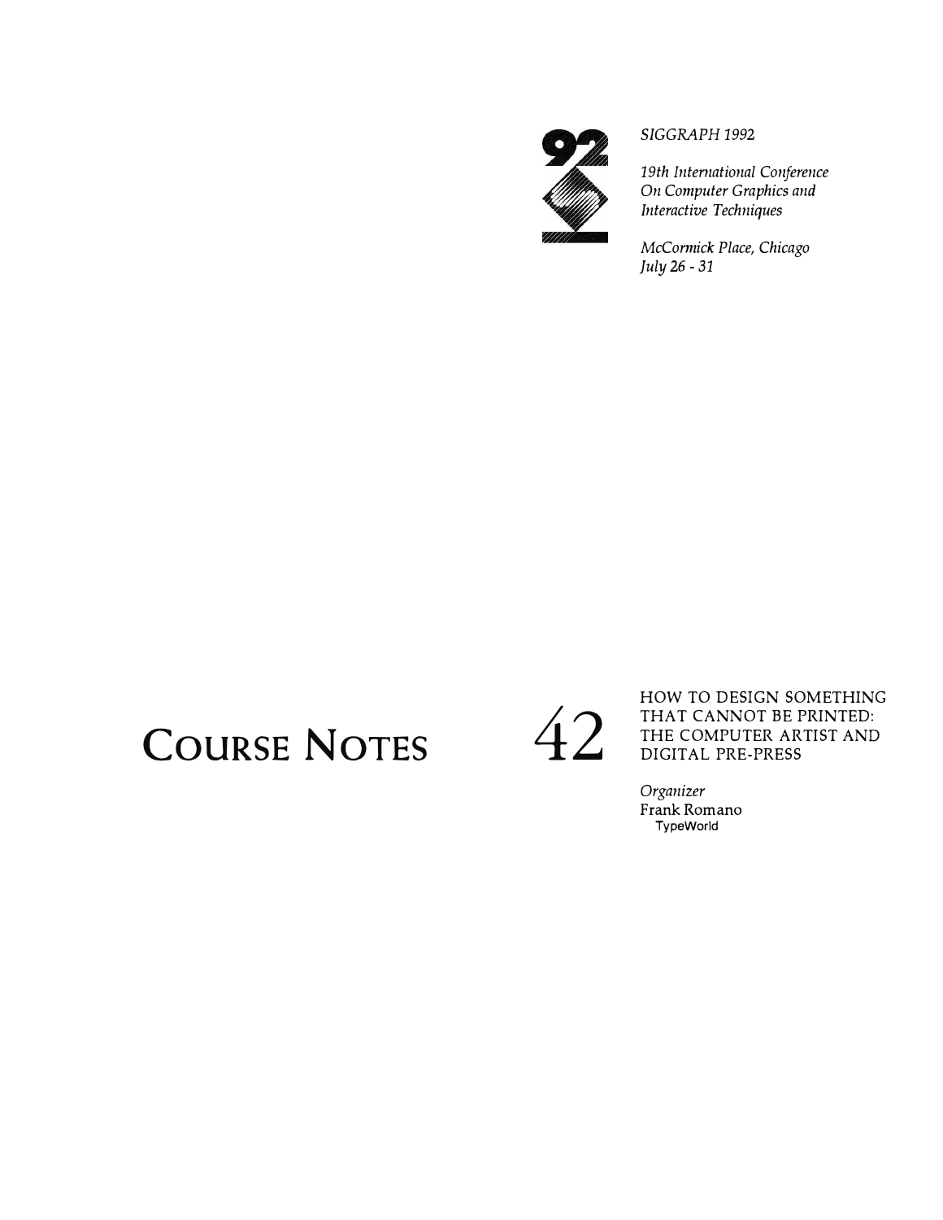*SIGGRAPH 1992*

*19th International Conference On Computer Graphics and Interactive Techniques*

*McCormick Place, Chicago July 26 - 31*

# COURSE NOTES 42

## HOW TO DESIGN SOMETHING THAT CANNOT BE PRINTED: THE COMPUTER ARTIST AND DIGITAL PRE-PRESS

*Organizer*

Frank Romano
TypeWorld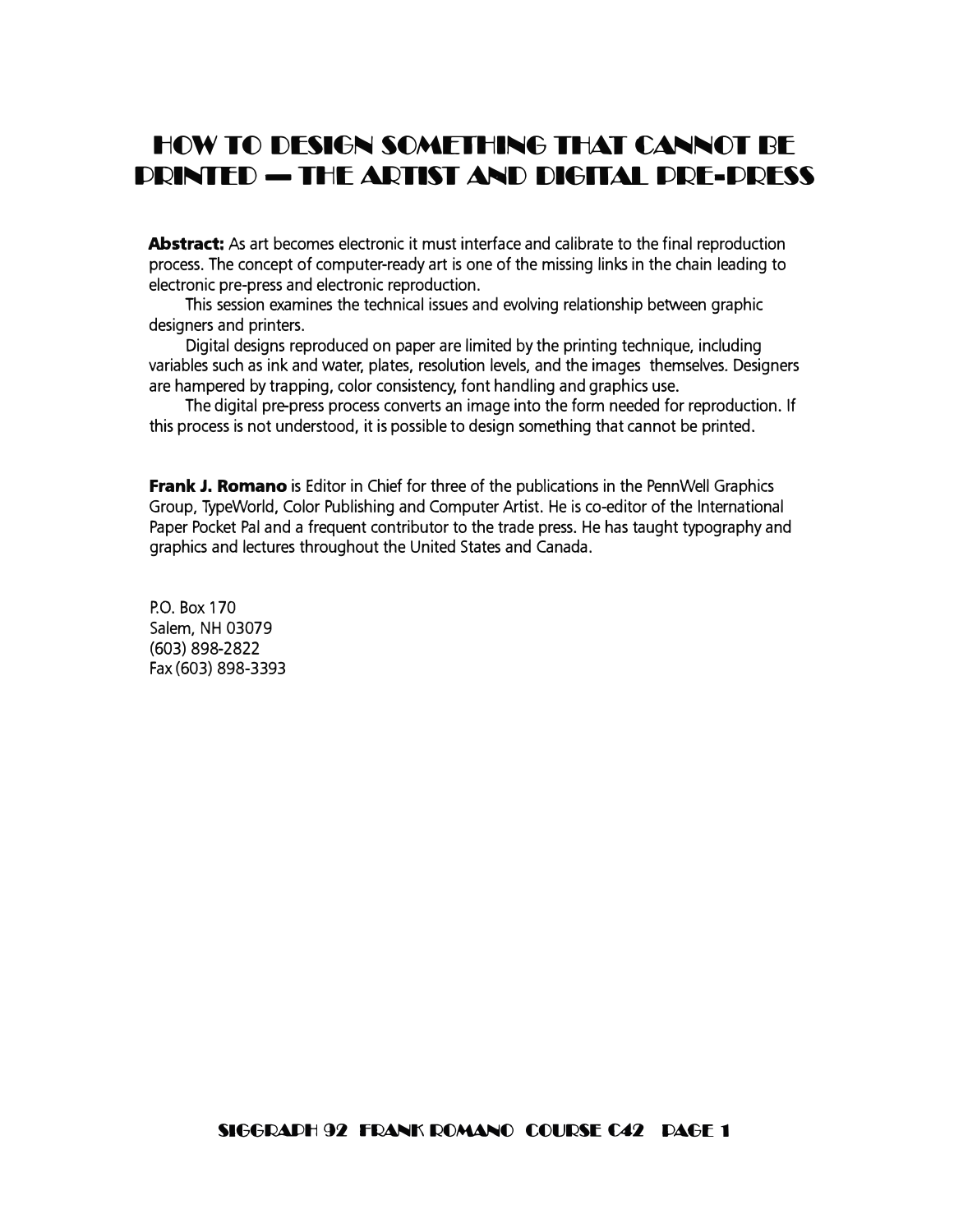# HOW TO DESIGN SOMETHING THAT CANNOT BE PRINTED — THE ARTIST AND DIGITAL PRE-PRESS

**Abstract:** As art becomes electronic it must interface and calibrate to the final reproduction process. The concept of computer-ready art is one of the missing links in the chain leading to electronic pre-press and electronic reproduction.

This session examines the technical issues and evolving relationship between graphic designers and printers.

Digital designs reproduced on paper are limited by the printing technique, including variables such as ink and water, plates, resolution levels, and the images themselves. Designers are hampered by trapping, color consistency, font handling and graphics use.

The digital pre-press process converts an image into the form needed for reproduction. If this process is not understood, it is possible to design something that cannot be printed.

**Frank J. Romano** is Editor in Chief for three of the publications in the PennWell Graphics Group, TypeWorld, Color Publishing and Computer Artist. He is co-editor of the International Paper Pocket Pal and a frequent contributor to the trade press. He has taught typography and graphics and lectures throughout the United States and Canada.

P.O. Box 170
Salem, NH 03079
(603) 898-2822
Fax (603) 898-3393